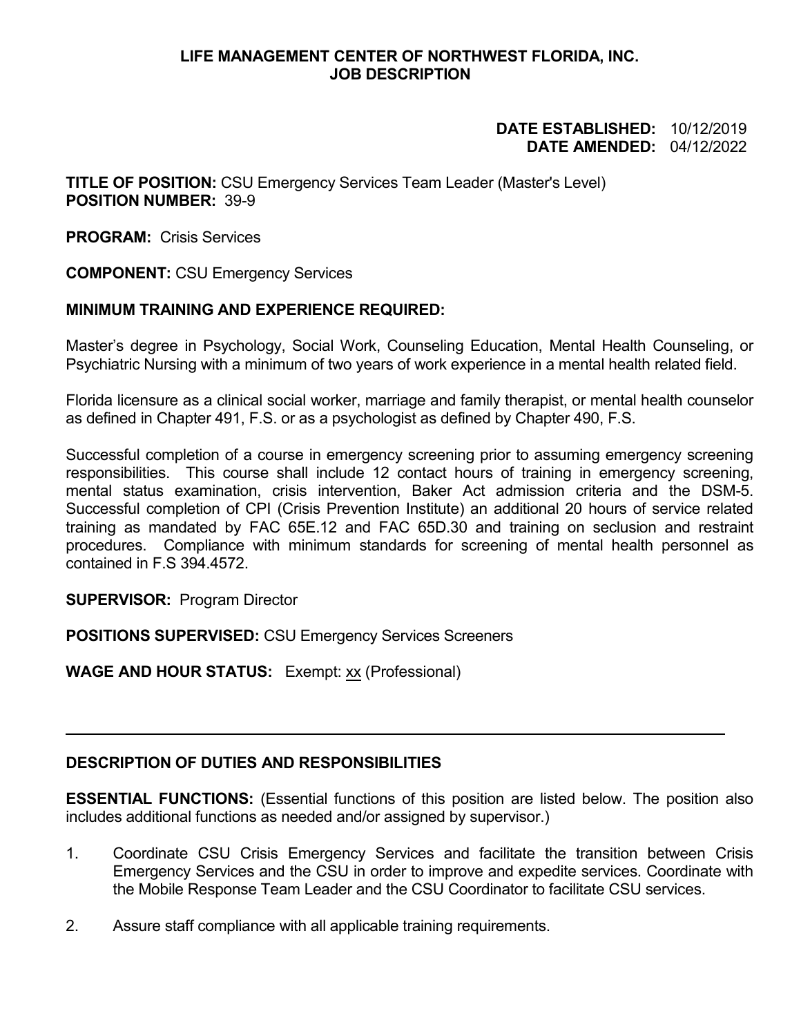**LIFE MANAGEMENT CENTER OF NORTHWEST FLORIDA, INC.**
**JOB DESCRIPTION**

**DATE ESTABLISHED:** 10/12/2019
**DATE AMENDED:** 04/12/2022

**TITLE OF POSITION:** CSU Emergency Services Team Leader (Master's Level)
**POSITION NUMBER:** 39-9

**PROGRAM:** Crisis Services

**COMPONENT:** CSU Emergency Services

**MINIMUM TRAINING AND EXPERIENCE REQUIRED:**

Master's degree in Psychology, Social Work, Counseling Education, Mental Health Counseling, or Psychiatric Nursing with a minimum of two years of work experience in a mental health related field.

Florida licensure as a clinical social worker, marriage and family therapist, or mental health counselor as defined in Chapter 491, F.S. or as a psychologist as defined by Chapter 490, F.S.

Successful completion of a course in emergency screening prior to assuming emergency screening responsibilities. This course shall include 12 contact hours of training in emergency screening, mental status examination, crisis intervention, Baker Act admission criteria and the DSM-5. Successful completion of CPI (Crisis Prevention Institute) an additional 20 hours of service related training as mandated by FAC 65E.12 and FAC 65D.30 and training on seclusion and restraint procedures. Compliance with minimum standards for screening of mental health personnel as contained in F.S 394.4572.

**SUPERVISOR:** Program Director

**POSITIONS SUPERVISED:** CSU Emergency Services Screeners

**WAGE AND HOUR STATUS:** Exempt: xx (Professional)

---

**DESCRIPTION OF DUTIES AND RESPONSIBILITIES**

**ESSENTIAL FUNCTIONS:** (Essential functions of this position are listed below. The position also includes additional functions as needed and/or assigned by supervisor.)

1. Coordinate CSU Crisis Emergency Services and facilitate the transition between Crisis Emergency Services and the CSU in order to improve and expedite services. Coordinate with the Mobile Response Team Leader and the CSU Coordinator to facilitate CSU services.
2. Assure staff compliance with all applicable training requirements.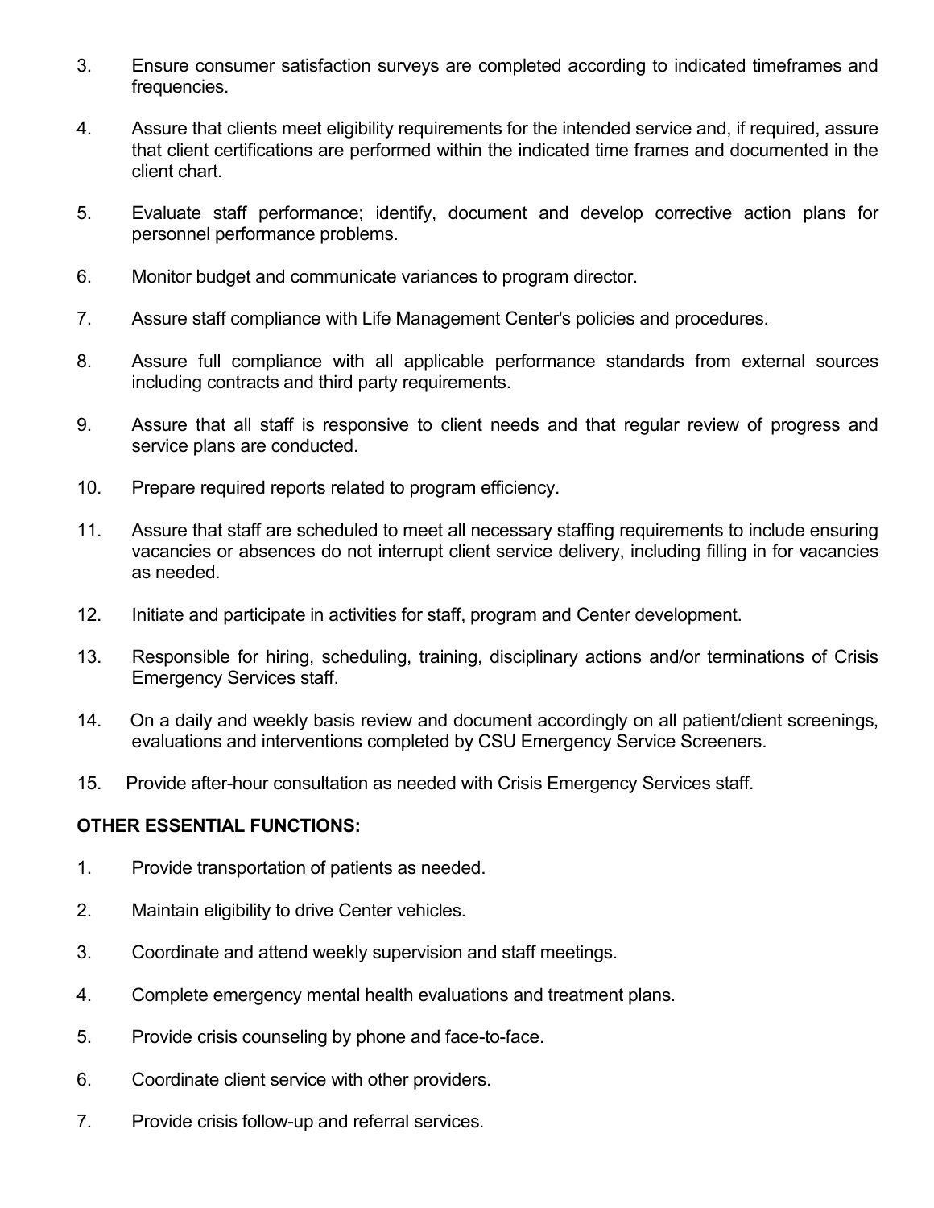3. Ensure consumer satisfaction surveys are completed according to indicated timeframes and frequencies.

4. Assure that clients meet eligibility requirements for the intended service and, if required, assure that client certifications are performed within the indicated time frames and documented in the client chart.

5. Evaluate staff performance; identify, document and develop corrective action plans for personnel performance problems.

6. Monitor budget and communicate variances to program director.

7. Assure staff compliance with Life Management Center's policies and procedures.

8. Assure full compliance with all applicable performance standards from external sources including contracts and third party requirements.

9. Assure that all staff is responsive to client needs and that regular review of progress and service plans are conducted.

10. Prepare required reports related to program efficiency.

11. Assure that staff are scheduled to meet all necessary staffing requirements to include ensuring vacancies or absences do not interrupt client service delivery, including filling in for vacancies as needed.

12. Initiate and participate in activities for staff, program and Center development.

13. Responsible for hiring, scheduling, training, disciplinary actions and/or terminations of Crisis Emergency Services staff.

14. On a daily and weekly basis review and document accordingly on all patient/client screenings, evaluations and interventions completed by CSU Emergency Service Screeners.

15. Provide after-hour consultation as needed with Crisis Emergency Services staff.

**OTHER ESSENTIAL FUNCTIONS:**

1. Provide transportation of patients as needed.

2. Maintain eligibility to drive Center vehicles.

3. Coordinate and attend weekly supervision and staff meetings.

4. Complete emergency mental health evaluations and treatment plans.

5. Provide crisis counseling by phone and face-to-face.

6. Coordinate client service with other providers.

7. Provide crisis follow-up and referral services.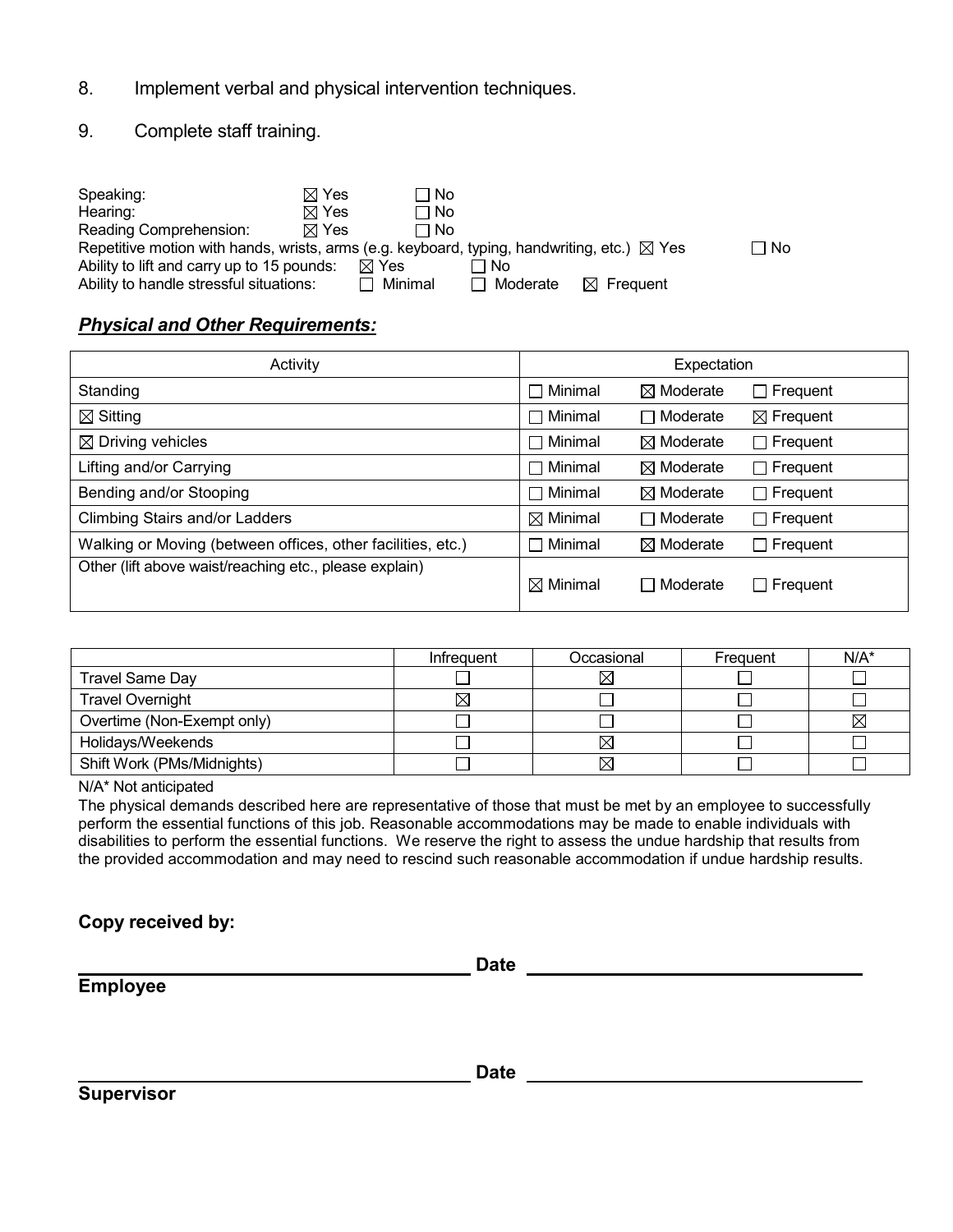8. Implement verbal and physical intervention techniques.

9. Complete staff training.

Speaking: ☒ Yes ☐ No
Hearing: ☒ Yes ☐ No
Reading Comprehension: ☒ Yes ☐ No
Repetitive motion with hands, wrists, arms (e.g. keyboard, typing, handwriting, etc.) ☒ Yes ☐ No
Ability to lift and carry up to 15 pounds: ☒ Yes ☐ No
Ability to handle stressful situations: ☐ Minimal ☐ Moderate ☒ Frequent

## ***Physical and Other Requirements:***

| Activity | Expectation | | |
|---|---|---|---|
| Standing | ☐ Minimal | ☒ Moderate | ☐ Frequent |
| ☒ Sitting | ☐ Minimal | ☐ Moderate | ☒ Frequent |
| ☒ Driving vehicles | ☐ Minimal | ☒ Moderate | ☐ Frequent |
| Lifting and/or Carrying | ☐ Minimal | ☒ Moderate | ☐ Frequent |
| Bending and/or Stooping | ☐ Minimal | ☒ Moderate | ☐ Frequent |
| Climbing Stairs and/or Ladders | ☒ Minimal | ☐ Moderate | ☐ Frequent |
| Walking or Moving (between offices, other facilities, etc.) | ☐ Minimal | ☒ Moderate | ☐ Frequent |
| Other (lift above waist/reaching etc., please explain) | ☒ Minimal | ☐ Moderate | ☐ Frequent |

| | Infrequent | Occasional | Frequent | N/A* |
|---|---|---|---|---|
| Travel Same Day | ☐ | ☒ | ☐ | ☐ |
| Travel Overnight | ☒ | ☐ | ☐ | ☐ |
| Overtime (Non-Exempt only) | ☐ | ☐ | ☐ | ☒ |
| Holidays/Weekends | ☐ | ☒ | ☐ | ☐ |
| Shift Work (PMs/Midnights) | ☐ | ☒ | ☐ | ☐ |

N/A* Not anticipated

The physical demands described here are representative of those that must be met by an employee to successfully perform the essential functions of this job. Reasonable accommodations may be made to enable individuals with disabilities to perform the essential functions. We reserve the right to assess the undue hardship that results from the provided accommodation and may need to rescind such reasonable accommodation if undue hardship results.

**Copy received by:**

\_\_\_\_\_\_\_\_\_\_\_\_\_\_\_\_\_\_\_\_\_\_\_\_\_\_\_\_\_\_\_\_\_\_\_\_ **Date** \_\_\_\_\_\_\_\_\_\_\_\_\_\_\_\_\_\_\_\_\_\_\_\_\_\_\_\_\_\_
**Employee**

\_\_\_\_\_\_\_\_\_\_\_\_\_\_\_\_\_\_\_\_\_\_\_\_\_\_\_\_\_\_\_\_\_\_\_\_ **Date** \_\_\_\_\_\_\_\_\_\_\_\_\_\_\_\_\_\_\_\_\_\_\_\_\_\_\_\_\_\_
**Supervisor**